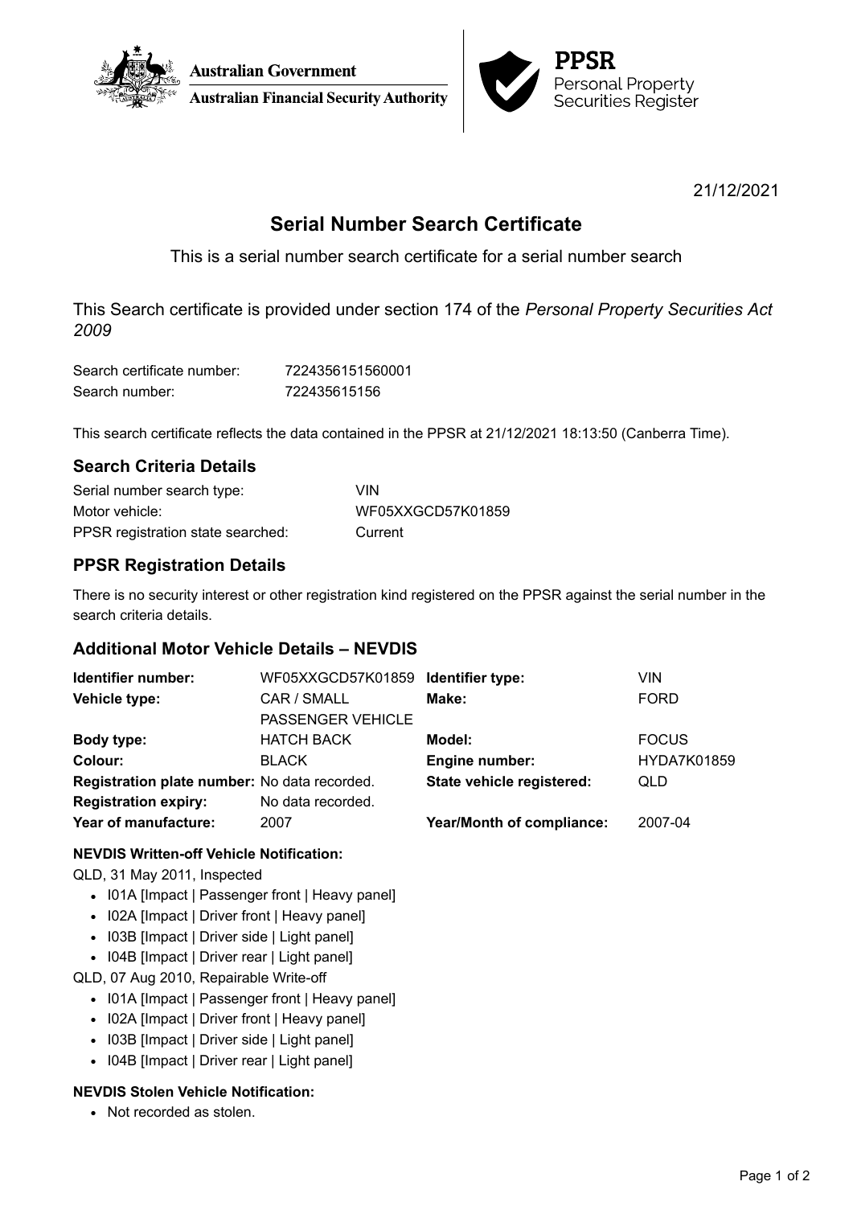Australian Government
Australian Financial Security Authority

PPSR
Personal Property Securities Register

21/12/2021

# Serial Number Search Certificate

This is a serial number search certificate for a serial number search

This Search certificate is provided under section 174 of the *Personal Property Securities Act 2009*

| | |
|---|---|
| Search certificate number: | 7224356151560001 |
| Search number: | 722435615156 |

This search certificate reflects the data contained in the PPSR at 21/12/2021 18:13:50 (Canberra Time).

## Search Criteria Details

| | |
|---|---|
| Serial number search type: | VIN |
| Motor vehicle: | WF05XXGCD57K01859 |
| PPSR registration state searched: | Current |

## PPSR Registration Details

There is no security interest or other registration kind registered on the PPSR against the serial number in the search criteria details.

## Additional Motor Vehicle Details – NEVDIS

| | | | |
|---|---|---|---|
| **Identifier number:** | WF05XXGCD57K01859 | **Identifier type:** | VIN |
| **Vehicle type:** | CAR / SMALL PASSENGER VEHICLE | **Make:** | FORD |
| **Body type:** | HATCH BACK | **Model:** | FOCUS |
| **Colour:** | BLACK | **Engine number:** | HYDA7K01859 |
| **Registration plate number:** | No data recorded. | **State vehicle registered:** | QLD |
| **Registration expiry:** | No data recorded. | | |
| **Year of manufacture:** | 2007 | **Year/Month of compliance:** | 2007-04 |

**NEVDIS Written-off Vehicle Notification:**

QLD, 31 May 2011, Inspected

- I01A [Impact | Passenger front | Heavy panel]
- I02A [Impact | Driver front | Heavy panel]
- I03B [Impact | Driver side | Light panel]
- I04B [Impact | Driver rear | Light panel]

QLD, 07 Aug 2010, Repairable Write-off

- I01A [Impact | Passenger front | Heavy panel]
- I02A [Impact | Driver front | Heavy panel]
- I03B [Impact | Driver side | Light panel]
- I04B [Impact | Driver rear | Light panel]

**NEVDIS Stolen Vehicle Notification:**

- Not recorded as stolen.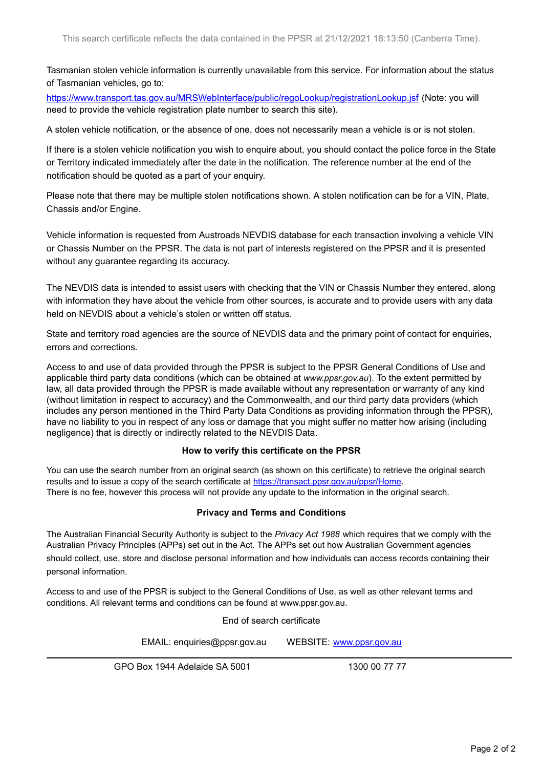This search certificate reflects the data contained in the PPSR at 21/12/2021 18:13:50 (Canberra Time).

Tasmanian stolen vehicle information is currently unavailable from this service. For information about the status of Tasmanian vehicles, go to:

https://www.transport.tas.gov.au/MRSWebInterface/public/regoLookup/registrationLookup.jsf (Note: you will need to provide the vehicle registration plate number to search this site).

A stolen vehicle notification, or the absence of one, does not necessarily mean a vehicle is or is not stolen.

If there is a stolen vehicle notification you wish to enquire about, you should contact the police force in the State or Territory indicated immediately after the date in the notification. The reference number at the end of the notification should be quoted as a part of your enquiry.

Please note that there may be multiple stolen notifications shown. A stolen notification can be for a VIN, Plate, Chassis and/or Engine.

Vehicle information is requested from Austroads NEVDIS database for each transaction involving a vehicle VIN or Chassis Number on the PPSR. The data is not part of interests registered on the PPSR and it is presented without any guarantee regarding its accuracy.

The NEVDIS data is intended to assist users with checking that the VIN or Chassis Number they entered, along with information they have about the vehicle from other sources, is accurate and to provide users with any data held on NEVDIS about a vehicle's stolen or written off status.

State and territory road agencies are the source of NEVDIS data and the primary point of contact for enquiries, errors and corrections.

Access to and use of data provided through the PPSR is subject to the PPSR General Conditions of Use and applicable third party data conditions (which can be obtained at *www.ppsr.gov.au*). To the extent permitted by law, all data provided through the PPSR is made available without any representation or warranty of any kind (without limitation in respect to accuracy) and the Commonwealth, and our third party data providers (which includes any person mentioned in the Third Party Data Conditions as providing information through the PPSR), have no liability to you in respect of any loss or damage that you might suffer no matter how arising (including negligence) that is directly or indirectly related to the NEVDIS Data.

**How to verify this certificate on the PPSR**

You can use the search number from an original search (as shown on this certificate) to retrieve the original search results and to issue a copy of the search certificate at https://transact.ppsr.gov.au/ppsr/Home.
There is no fee, however this process will not provide any update to the information in the original search.

**Privacy and Terms and Conditions**

The Australian Financial Security Authority is subject to the *Privacy Act 1988* which requires that we comply with the Australian Privacy Principles (APPs) set out in the Act. The APPs set out how Australian Government agencies should collect, use, store and disclose personal information and how individuals can access records containing their personal information.

Access to and use of the PPSR is subject to the General Conditions of Use, as well as other relevant terms and conditions. All relevant terms and conditions can be found at www.ppsr.gov.au.

End of search certificate

EMAIL: enquiries@ppsr.gov.au WEBSITE: www.ppsr.gov.au

GPO Box 1944 Adelaide SA 5001 1300 00 77 77